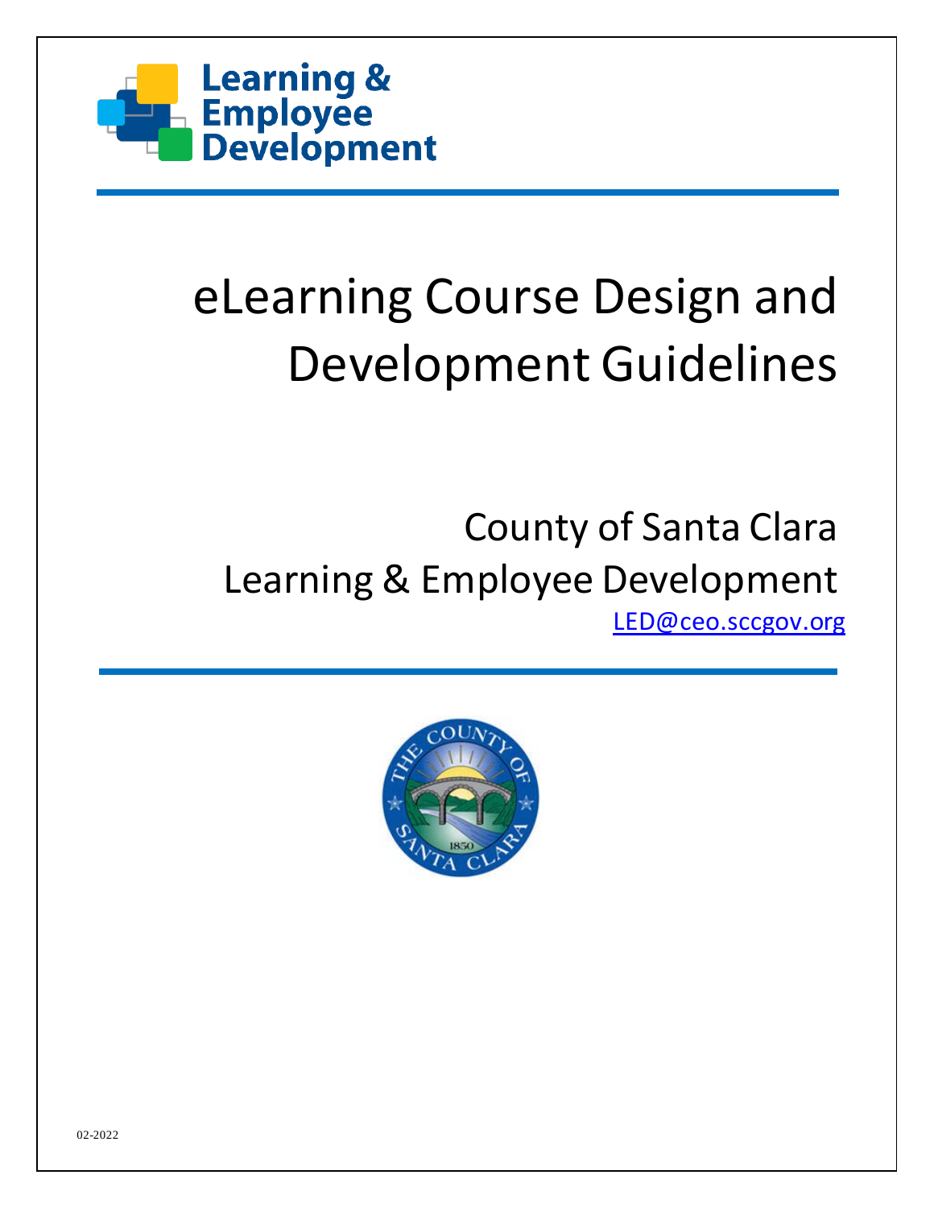Learning & Employee Development

# eLearning Course Design and Development Guidelines

County of Santa Clara
Learning & Employee Development
LED@ceo.sccgov.org

02-2022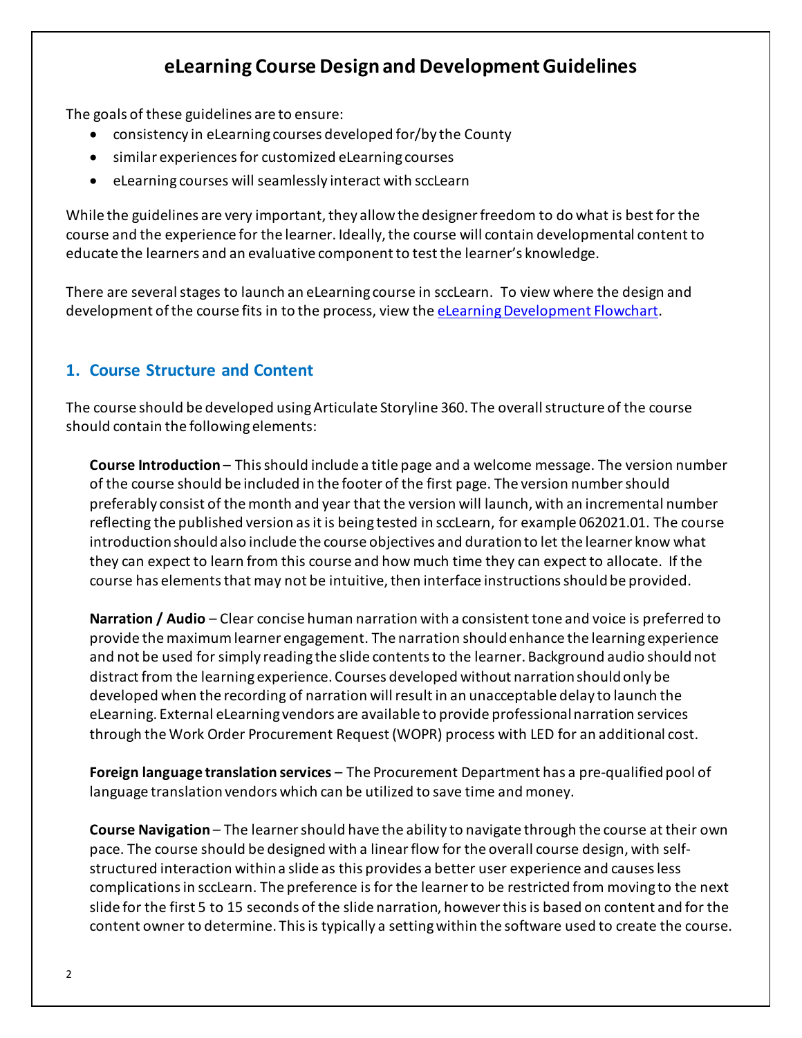# eLearning Course Design and Development Guidelines

The goals of these guidelines are to ensure:

- consistency in eLearning courses developed for/by the County
- similar experiences for customized eLearning courses
- eLearning courses will seamlessly interact with sccLearn

While the guidelines are very important, they allow the designer freedom to do what is best for the course and the experience for the learner. Ideally, the course will contain developmental content to educate the learners and an evaluative component to test the learner's knowledge.

There are several stages to launch an eLearning course in sccLearn. To view where the design and development of the course fits in to the process, view the [eLearning Development Flowchart](eLearning Development Flowchart).

## 1. Course Structure and Content

The course should be developed using Articulate Storyline 360. The overall structure of the course should contain the following elements:

**Course Introduction** – This should include a title page and a welcome message. The version number of the course should be included in the footer of the first page. The version number should preferably consist of the month and year that the version will launch, with an incremental number reflecting the published version as it is being tested in sccLearn, for example 062021.01. The course introduction should also include the course objectives and duration to let the learner know what they can expect to learn from this course and how much time they can expect to allocate. If the course has elements that may not be intuitive, then interface instructions should be provided.

**Narration / Audio** – Clear concise human narration with a consistent tone and voice is preferred to provide the maximum learner engagement. The narration should enhance the learning experience and not be used for simply reading the slide contents to the learner. Background audio should not distract from the learning experience. Courses developed without narration should only be developed when the recording of narration will result in an unacceptable delay to launch the eLearning. External eLearning vendors are available to provide professional narration services through the Work Order Procurement Request (WOPR) process with LED for an additional cost.

**Foreign language translation services** – The Procurement Department has a pre-qualified pool of language translation vendors which can be utilized to save time and money.

**Course Navigation** – The learner should have the ability to navigate through the course at their own pace. The course should be designed with a linear flow for the overall course design, with self-structured interaction within a slide as this provides a better user experience and causes less complications in sccLearn. The preference is for the learner to be restricted from moving to the next slide for the first 5 to 15 seconds of the slide narration, however this is based on content and for the content owner to determine. This is typically a setting within the software used to create the course.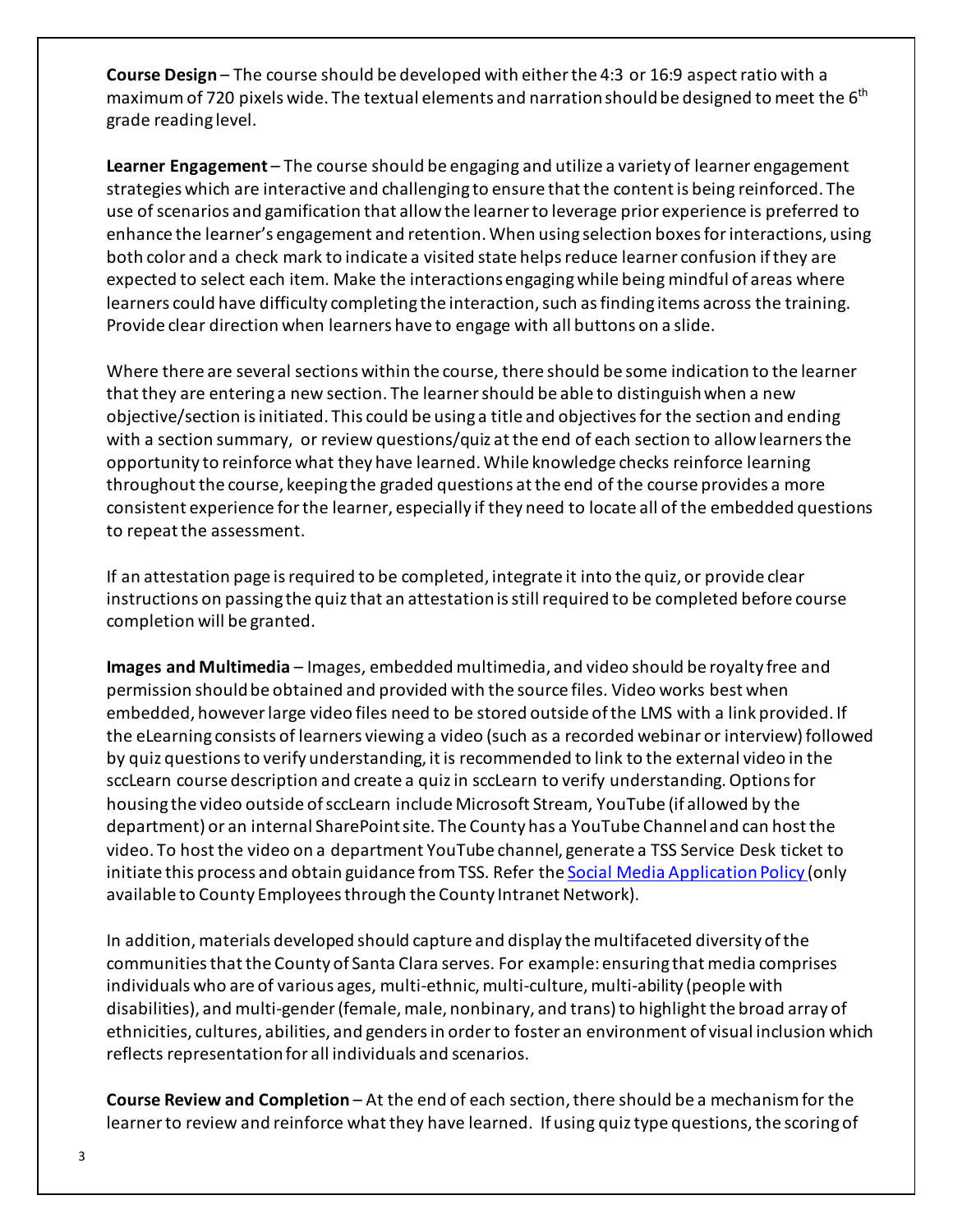**Course Design** – The course should be developed with either the 4:3 or 16:9 aspect ratio with a maximum of 720 pixels wide. The textual elements and narration should be designed to meet the 6th grade reading level.

**Learner Engagement** – The course should be engaging and utilize a variety of learner engagement strategies which are interactive and challenging to ensure that the content is being reinforced. The use of scenarios and gamification that allow the learner to leverage prior experience is preferred to enhance the learner's engagement and retention. When using selection boxes for interactions, using both color and a check mark to indicate a visited state helps reduce learner confusion if they are expected to select each item. Make the interactions engaging while being mindful of areas where learners could have difficulty completing the interaction, such as finding items across the training. Provide clear direction when learners have to engage with all buttons on a slide.

Where there are several sections within the course, there should be some indication to the learner that they are entering a new section. The learner should be able to distinguish when a new objective/section is initiated. This could be using a title and objectives for the section and ending with a section summary, or review questions/quiz at the end of each section to allow learners the opportunity to reinforce what they have learned. While knowledge checks reinforce learning throughout the course, keeping the graded questions at the end of the course provides a more consistent experience for the learner, especially if they need to locate all of the embedded questions to repeat the assessment.

If an attestation page is required to be completed, integrate it into the quiz, or provide clear instructions on passing the quiz that an attestation is still required to be completed before course completion will be granted.

**Images and Multimedia** – Images, embedded multimedia, and video should be royalty free and permission should be obtained and provided with the source files. Video works best when embedded, however large video files need to be stored outside of the LMS with a link provided. If the eLearning consists of learners viewing a video (such as a recorded webinar or interview) followed by quiz questions to verify understanding, it is recommended to link to the external video in the sccLearn course description and create a quiz in sccLearn to verify understanding. Options for housing the video outside of sccLearn include Microsoft Stream, YouTube (if allowed by the department) or an internal SharePoint site. The County has a YouTube Channel and can host the video. To host the video on a department YouTube channel, generate a TSS Service Desk ticket to initiate this process and obtain guidance from TSS. Refer the Social Media Application Policy (only available to County Employees through the County Intranet Network).

In addition, materials developed should capture and display the multifaceted diversity of the communities that the County of Santa Clara serves. For example: ensuring that media comprises individuals who are of various ages, multi-ethnic, multi-culture, multi-ability (people with disabilities), and multi-gender (female, male, nonbinary, and trans) to highlight the broad array of ethnicities, cultures, abilities, and genders in order to foster an environment of visual inclusion which reflects representation for all individuals and scenarios.

**Course Review and Completion** – At the end of each section, there should be a mechanism for the learner to review and reinforce what they have learned. If using quiz type questions, the scoring of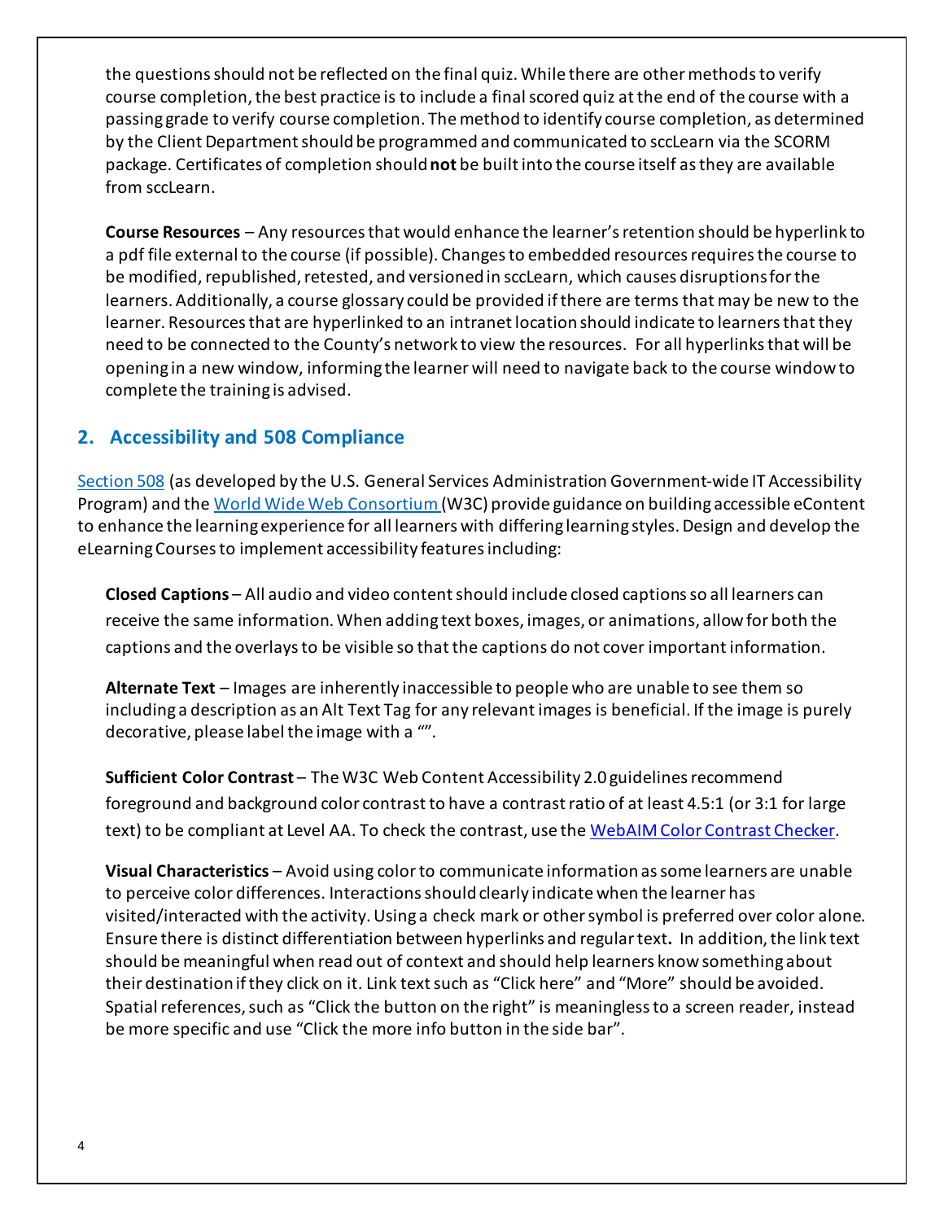the questions should not be reflected on the final quiz. While there are other methods to verify course completion, the best practice is to include a final scored quiz at the end of the course with a passing grade to verify course completion. The method to identify course completion, as determined by the Client Department should be programmed and communicated to sccLearn via the SCORM package. Certificates of completion should **not** be built into the course itself as they are available from sccLearn.

**Course Resources** – Any resources that would enhance the learner's retention should be hyperlink to a pdf file external to the course (if possible). Changes to embedded resources requires the course to be modified, republished, retested, and versioned in sccLearn, which causes disruptions for the learners. Additionally, a course glossary could be provided if there are terms that may be new to the learner. Resources that are hyperlinked to an intranet location should indicate to learners that they need to be connected to the County's network to view the resources. For all hyperlinks that will be opening in a new window, informing the learner will need to navigate back to the course window to complete the training is advised.

## 2. Accessibility and 508 Compliance

Section 508 (as developed by the U.S. General Services Administration Government-wide IT Accessibility Program) and the World Wide Web Consortium (W3C) provide guidance on building accessible eContent to enhance the learning experience for all learners with differing learning styles. Design and develop the eLearning Courses to implement accessibility features including:

**Closed Captions** – All audio and video content should include closed captions so all learners can receive the same information. When adding text boxes, images, or animations, allow for both the captions and the overlays to be visible so that the captions do not cover important information.

**Alternate Text** – Images are inherently inaccessible to people who are unable to see them so including a description as an Alt Text Tag for any relevant images is beneficial. If the image is purely decorative, please label the image with a "".

**Sufficient Color Contrast** – The W3C Web Content Accessibility 2.0 guidelines recommend foreground and background color contrast to have a contrast ratio of at least 4.5:1 (or 3:1 for large text) to be compliant at Level AA. To check the contrast, use the WebAIM Color Contrast Checker.

**Visual Characteristics** – Avoid using color to communicate information as some learners are unable to perceive color differences. Interactions should clearly indicate when the learner has visited/interacted with the activity. Using a check mark or other symbol is preferred over color alone. Ensure there is distinct differentiation between hyperlinks and regular text**.** In addition, the link text should be meaningful when read out of context and should help learners know something about their destination if they click on it. Link text such as "Click here" and "More" should be avoided. Spatial references, such as "Click the button on the right" is meaningless to a screen reader, instead be more specific and use "Click the more info button in the side bar".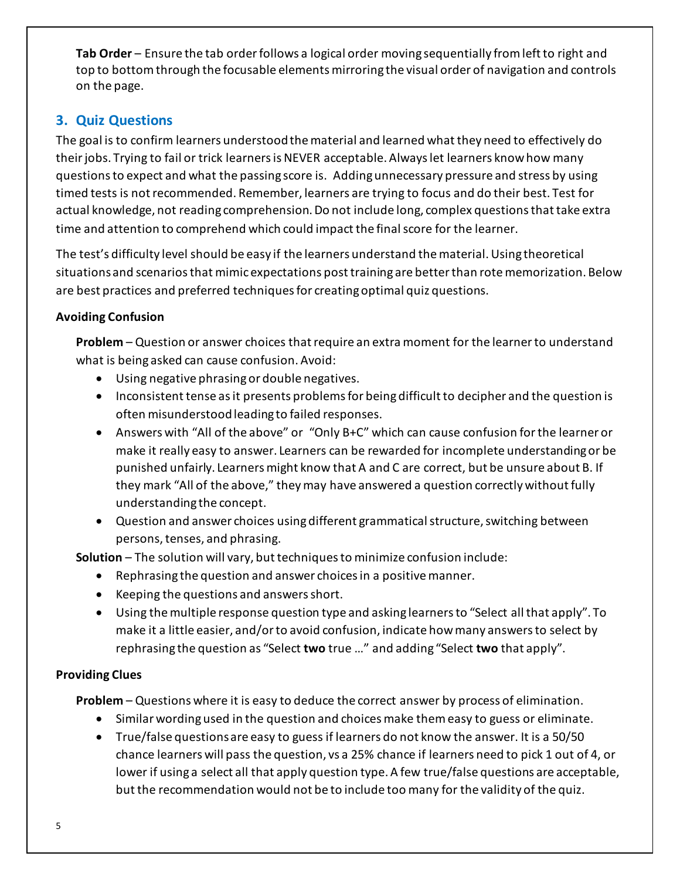**Tab Order** – Ensure the tab order follows a logical order moving sequentially from left to right and top to bottom through the focusable elements mirroring the visual order of navigation and controls on the page.

## 3. Quiz Questions

The goal is to confirm learners understood the material and learned what they need to effectively do their jobs. Trying to fail or trick learners is NEVER acceptable. Always let learners know how many questions to expect and what the passing score is. Adding unnecessary pressure and stress by using timed tests is not recommended. Remember, learners are trying to focus and do their best. Test for actual knowledge, not reading comprehension. Do not include long, complex questions that take extra time and attention to comprehend which could impact the final score for the learner.

The test's difficulty level should be easy if the learners understand the material. Using theoretical situations and scenarios that mimic expectations post training are better than rote memorization. Below are best practices and preferred techniques for creating optimal quiz questions.

**Avoiding Confusion**

**Problem** – Question or answer choices that require an extra moment for the learner to understand what is being asked can cause confusion. Avoid:

- Using negative phrasing or double negatives.
- Inconsistent tense as it presents problems for being difficult to decipher and the question is often misunderstood leading to failed responses.
- Answers with "All of the above" or "Only B+C" which can cause confusion for the learner or make it really easy to answer. Learners can be rewarded for incomplete understanding or be punished unfairly. Learners might know that A and C are correct, but be unsure about B. If they mark "All of the above," they may have answered a question correctly without fully understanding the concept.
- Question and answer choices using different grammatical structure, switching between persons, tenses, and phrasing.

**Solution** – The solution will vary, but techniques to minimize confusion include:

- Rephrasing the question and answer choices in a positive manner.
- Keeping the questions and answers short.
- Using the multiple response question type and asking learners to "Select all that apply". To make it a little easier, and/or to avoid confusion, indicate how many answers to select by rephrasing the question as "Select **two** true …" and adding "Select **two** that apply".

**Providing Clues**

**Problem** – Questions where it is easy to deduce the correct answer by process of elimination.

- Similar wording used in the question and choices make them easy to guess or eliminate.
- True/false questions are easy to guess if learners do not know the answer. It is a 50/50 chance learners will pass the question, vs a 25% chance if learners need to pick 1 out of 4, or lower if using a select all that apply question type. A few true/false questions are acceptable, but the recommendation would not be to include too many for the validity of the quiz.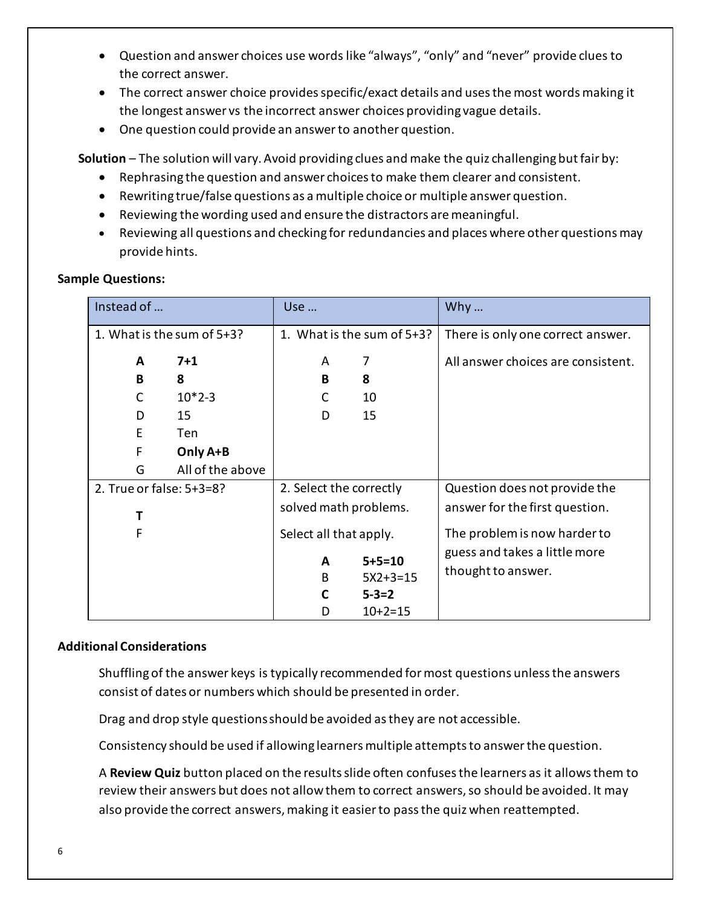- Question and answer choices use words like "always", "only" and "never" provide clues to the correct answer.
- The correct answer choice provides specific/exact details and uses the most words making it the longest answer vs the incorrect answer choices providing vague details.
- One question could provide an answer to another question.

**Solution** – The solution will vary. Avoid providing clues and make the quiz challenging but fair by:

- Rephrasing the question and answer choices to make them clearer and consistent.
- Rewriting true/false questions as a multiple choice or multiple answer question.
- Reviewing the wording used and ensure the distractors are meaningful.
- Reviewing all questions and checking for redundancies and places where other questions may provide hints.

**Sample Questions:**

| Instead of … | Use … | Why … |
| --- | --- | --- |
| 1. What is the sum of 5+3?<br>**A** **7+1**<br>**B** **8**<br>C 10*2-3<br>D 15<br>E Ten<br>F **Only A+B**<br>G All of the above | 1. What is the sum of 5+3?<br>A 7<br>**B** **8**<br>C 10<br>D 15 | There is only one correct answer.<br>All answer choices are consistent. |
| 2. True or false: 5+3=8?<br>**T**<br>F | 2. Select the correctly solved math problems.<br>Select all that apply.<br>**A** **5+5=10**<br>B 5X2+3=15<br>**C** **5-3=2**<br>D 10+2=15 | Question does not provide the answer for the first question.<br>The problem is now harder to guess and takes a little more thought to answer. |

**Additional Considerations**

Shuffling of the answer keys is typically recommended for most questions unless the answers consist of dates or numbers which should be presented in order.

Drag and drop style questions should be avoided as they are not accessible.

Consistency should be used if allowing learners multiple attempts to answer the question.

A **Review Quiz** button placed on the results slide often confuses the learners as it allows them to review their answers but does not allow them to correct answers, so should be avoided. It may also provide the correct answers, making it easier to pass the quiz when reattempted.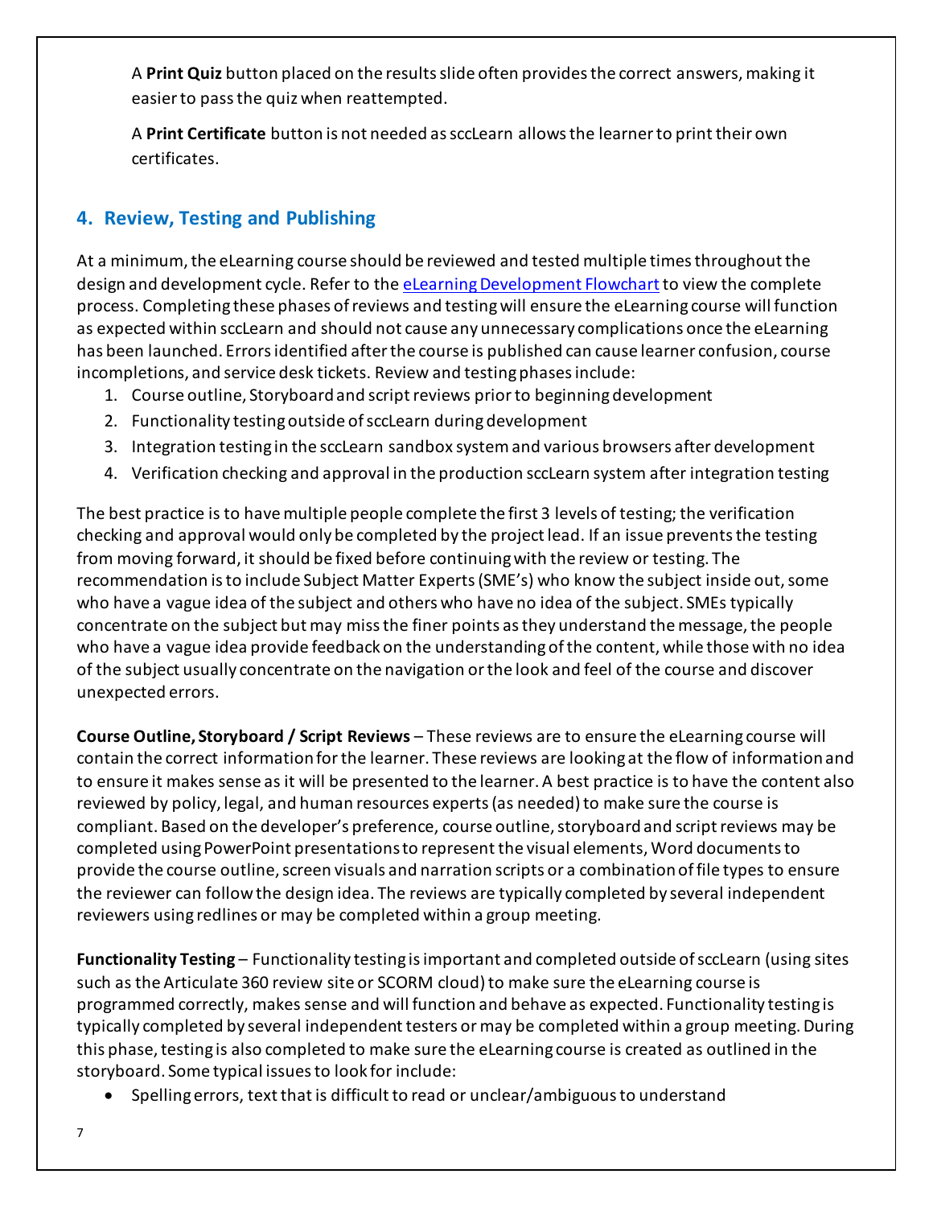A **Print Quiz** button placed on the results slide often provides the correct answers, making it easier to pass the quiz when reattempted.

A **Print Certificate** button is not needed as sccLearn allows the learner to print their own certificates.

## 4. Review, Testing and Publishing

At a minimum, the eLearning course should be reviewed and tested multiple times throughout the design and development cycle. Refer to the eLearning Development Flowchart to view the complete process. Completing these phases of reviews and testing will ensure the eLearning course will function as expected within sccLearn and should not cause any unnecessary complications once the eLearning has been launched. Errors identified after the course is published can cause learner confusion, course incompletions, and service desk tickets. Review and testing phases include:

1. Course outline, Storyboard and script reviews prior to beginning development
2. Functionality testing outside of sccLearn during development
3. Integration testing in the sccLearn sandbox system and various browsers after development
4. Verification checking and approval in the production sccLearn system after integration testing

The best practice is to have multiple people complete the first 3 levels of testing; the verification checking and approval would only be completed by the project lead. If an issue prevents the testing from moving forward, it should be fixed before continuing with the review or testing. The recommendation is to include Subject Matter Experts (SME's) who know the subject inside out, some who have a vague idea of the subject and others who have no idea of the subject. SMEs typically concentrate on the subject but may miss the finer points as they understand the message, the people who have a vague idea provide feedback on the understanding of the content, while those with no idea of the subject usually concentrate on the navigation or the look and feel of the course and discover unexpected errors.

**Course Outline, Storyboard / Script Reviews** – These reviews are to ensure the eLearning course will contain the correct information for the learner. These reviews are looking at the flow of information and to ensure it makes sense as it will be presented to the learner. A best practice is to have the content also reviewed by policy, legal, and human resources experts (as needed) to make sure the course is compliant. Based on the developer's preference, course outline, storyboard and script reviews may be completed using PowerPoint presentations to represent the visual elements, Word documents to provide the course outline, screen visuals and narration scripts or a combination of file types to ensure the reviewer can follow the design idea. The reviews are typically completed by several independent reviewers using redlines or may be completed within a group meeting.

**Functionality Testing** – Functionality testing is important and completed outside of sccLearn (using sites such as the Articulate 360 review site or SCORM cloud) to make sure the eLearning course is programmed correctly, makes sense and will function and behave as expected. Functionality testing is typically completed by several independent testers or may be completed within a group meeting. During this phase, testing is also completed to make sure the eLearning course is created as outlined in the storyboard. Some typical issues to look for include:

- Spelling errors, text that is difficult to read or unclear/ambiguous to understand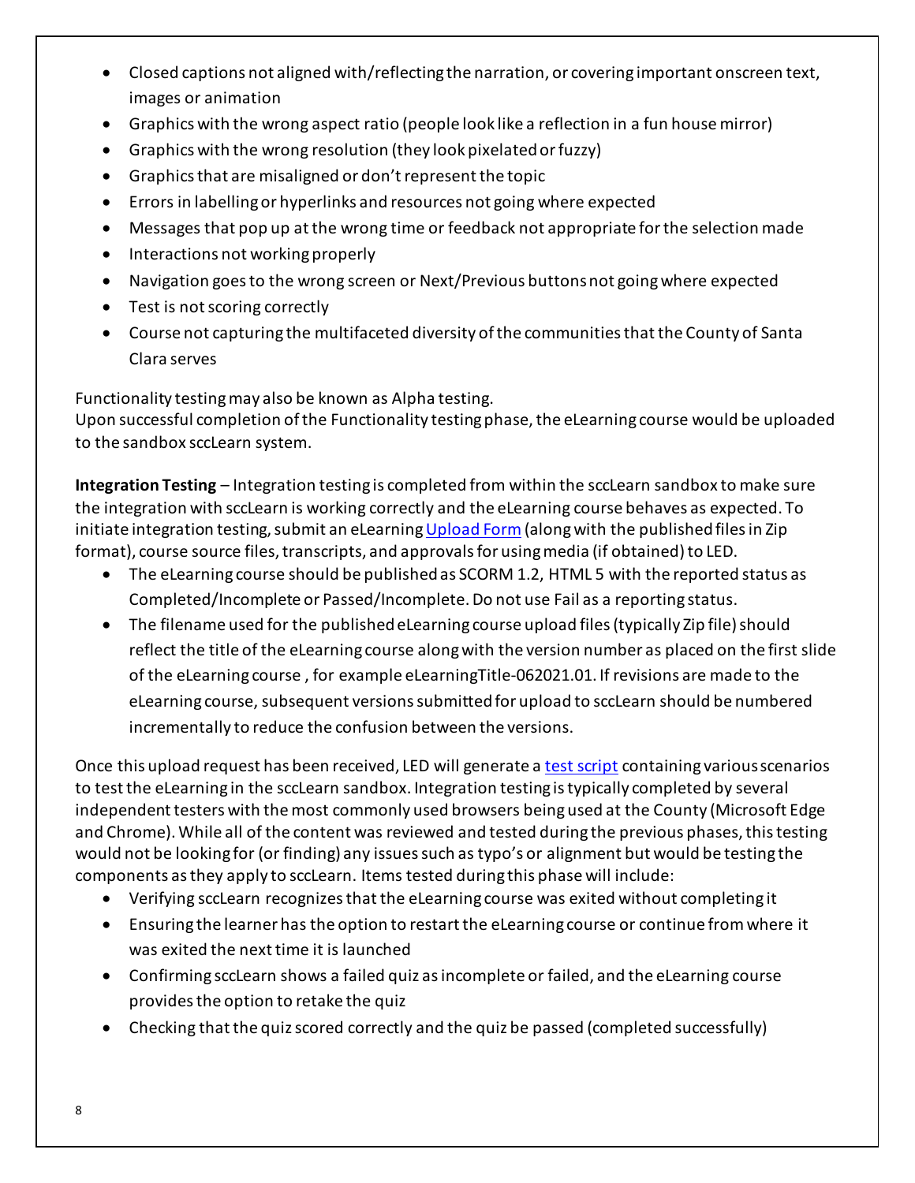- Closed captions not aligned with/reflecting the narration, or covering important onscreen text, images or animation
- Graphics with the wrong aspect ratio (people look like a reflection in a fun house mirror)
- Graphics with the wrong resolution (they look pixelated or fuzzy)
- Graphics that are misaligned or don't represent the topic
- Errors in labelling or hyperlinks and resources not going where expected
- Messages that pop up at the wrong time or feedback not appropriate for the selection made
- Interactions not working properly
- Navigation goes to the wrong screen or Next/Previous buttons not going where expected
- Test is not scoring correctly
- Course not capturing the multifaceted diversity of the communities that the County of Santa Clara serves

Functionality testing may also be known as Alpha testing.
Upon successful completion of the Functionality testing phase, the eLearning course would be uploaded to the sandbox sccLearn system.

**Integration Testing** – Integration testing is completed from within the sccLearn sandbox to make sure the integration with sccLearn is working correctly and the eLearning course behaves as expected. To initiate integration testing, submit an eLearning Upload Form (along with the published files in Zip format), course source files, transcripts, and approvals for using media (if obtained) to LED.

- The eLearning course should be published as SCORM 1.2, HTML 5 with the reported status as Completed/Incomplete or Passed/Incomplete. Do not use Fail as a reporting status.
- The filename used for the published eLearning course upload files (typically Zip file) should reflect the title of the eLearning course along with the version number as placed on the first slide of the eLearning course , for example eLearningTitle-062021.01. If revisions are made to the eLearning course, subsequent versions submitted for upload to sccLearn should be numbered incrementally to reduce the confusion between the versions.

Once this upload request has been received, LED will generate a test script containing various scenarios to test the eLearning in the sccLearn sandbox. Integration testing is typically completed by several independent testers with the most commonly used browsers being used at the County (Microsoft Edge and Chrome). While all of the content was reviewed and tested during the previous phases, this testing would not be looking for (or finding) any issues such as typo's or alignment but would be testing the components as they apply to sccLearn. Items tested during this phase will include:

- Verifying sccLearn recognizes that the eLearning course was exited without completing it
- Ensuring the learner has the option to restart the eLearning course or continue from where it was exited the next time it is launched
- Confirming sccLearn shows a failed quiz as incomplete or failed, and the eLearning course provides the option to retake the quiz
- Checking that the quiz scored correctly and the quiz be passed (completed successfully)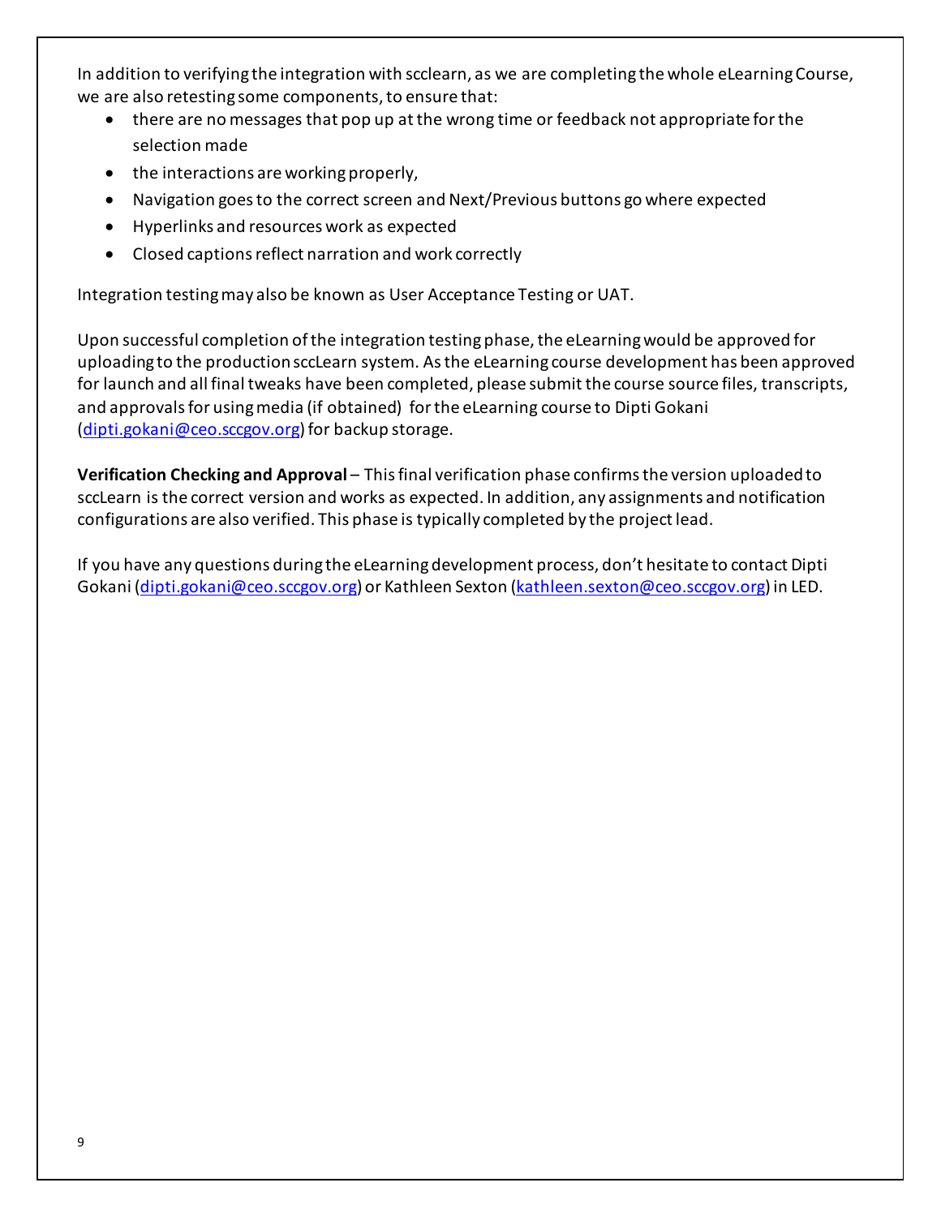In addition to verifying the integration with scclearn, as we are completing the whole eLearning Course, we are also retesting some components, to ensure that:

- there are no messages that pop up at the wrong time or feedback not appropriate for the selection made
- the interactions are working properly,
- Navigation goes to the correct screen and Next/Previous buttons go where expected
- Hyperlinks and resources work as expected
- Closed captions reflect narration and work correctly

Integration testing may also be known as User Acceptance Testing or UAT.

Upon successful completion of the integration testing phase, the eLearning would be approved for uploading to the production sccLearn system. As the eLearning course development has been approved for launch and all final tweaks have been completed, please submit the course source files, transcripts, and approvals for using media (if obtained) for the eLearning course to Dipti Gokani (dipti.gokani@ceo.sccgov.org) for backup storage.

**Verification Checking and Approval** – This final verification phase confirms the version uploaded to sccLearn is the correct version and works as expected. In addition, any assignments and notification configurations are also verified. This phase is typically completed by the project lead.

If you have any questions during the eLearning development process, don't hesitate to contact Dipti Gokani (dipti.gokani@ceo.sccgov.org) or Kathleen Sexton (kathleen.sexton@ceo.sccgov.org) in LED.